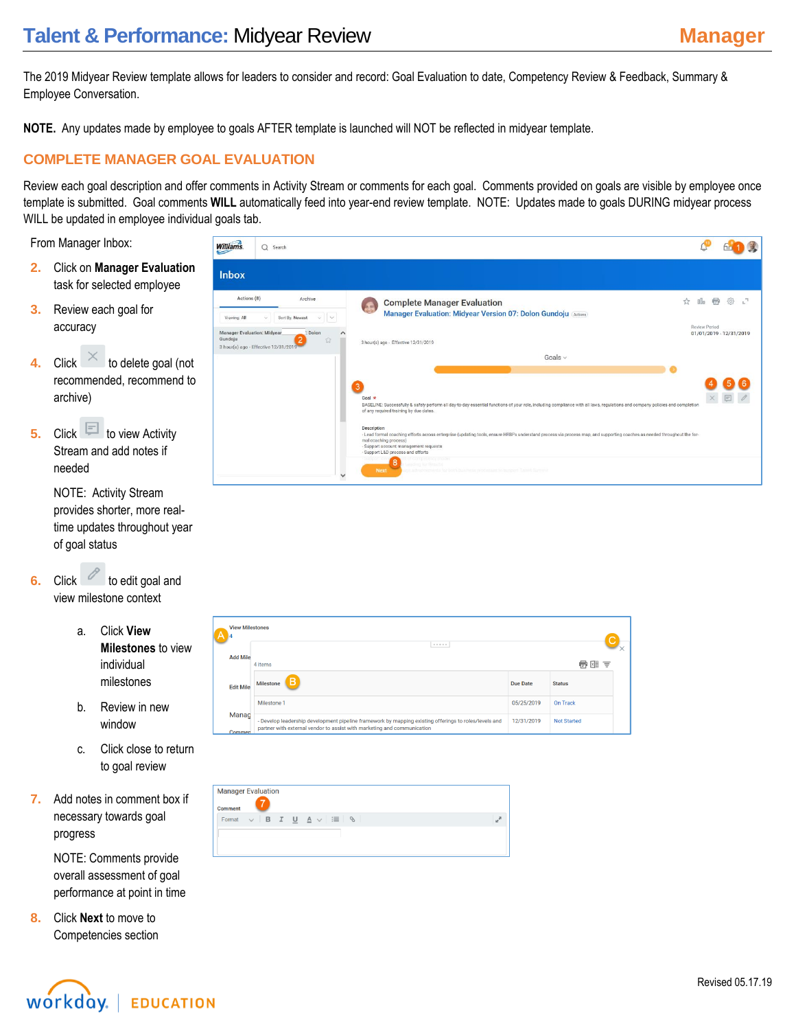# Talent & Performance: Midyear Review

**Manager**

The 2019 Midyear Review template allows for leaders to consider and record: Goal Evaluation to date, Competency Review & Feedback, Summary & Employee Conversation.

**NOTE.** Any updates made by employee to goals AFTER template is launched will NOT be reflected in midyear template.

## COMPLETE MANAGER GOAL EVALUATION

Review each goal description and offer comments in Activity Stream or comments for each goal. Comments provided on goals are visible by employee once template is submitted. Goal comments **WILL** automatically feed into year-end review template. NOTE: Updates made to goals DURING midyear process WILL be updated in employee individual goals tab.

From Manager Inbox:

2. Click on **Manager Evaluation** task for selected employee
3. Review each goal for accuracy
4. Click ✕ to delete goal (not recommended, recommend to archive)
5. Click [comment icon] to view Activity Stream and add notes if needed

   NOTE: Activity Stream provides shorter, more real-time updates throughout year of goal status
6. Click [edit icon] to edit goal and view milestone context

   a. Click **View Milestones** to view individual milestones

   b. Review in new window

   c. Click close to return to goal review
7. Add notes in comment box if necessary towards goal progress

   NOTE: Comments provide overall assessment of goal performance at point in time
8. Click **Next** to move to Competencies section

Revised 05.17.19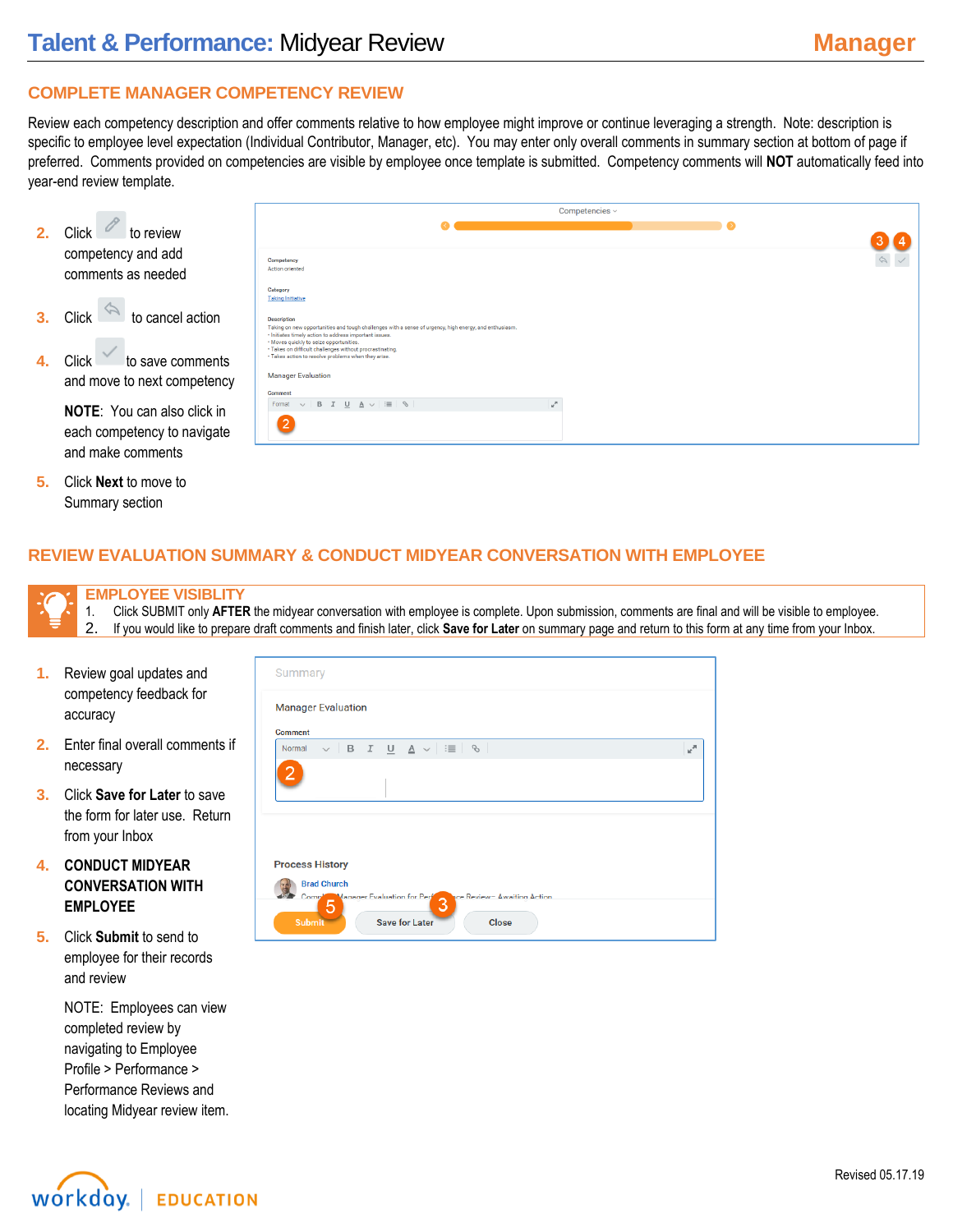# Talent & Performance: Midyear Review

**Manager**

## COMPLETE MANAGER COMPETENCY REVIEW

Review each competency description and offer comments relative to how employee might improve or continue leveraging a strength. Note: description is specific to employee level expectation (Individual Contributor, Manager, etc). You may enter only overall comments in summary section at bottom of page if preferred. Comments provided on competencies are visible by employee once template is submitted. Competency comments will **NOT** automatically feed into year-end review template.

2. Click to review competency and add comments as needed
3. Click to cancel action
4. Click to save comments and move to next competency

   **NOTE**: You can also click in each competency to navigate and make comments
5. Click **Next** to move to Summary section

## REVIEW EVALUATION SUMMARY & CONDUCT MIDYEAR CONVERSATION WITH EMPLOYEE

**EMPLOYEE VISIBLITY**

1. Click SUBMIT only **AFTER** the midyear conversation with employee is complete. Upon submission, comments are final and will be visible to employee.
2. If you would like to prepare draft comments and finish later, click **Save for Later** on summary page and return to this form at any time from your Inbox.

1. Review goal updates and competency feedback for accuracy
2. Enter final overall comments if necessary
3. Click **Save for Later** to save the form for later use. Return from your Inbox
4. **CONDUCT MIDYEAR CONVERSATION WITH EMPLOYEE**
5. Click **Submit** to send to employee for their records and review

   NOTE: Employees can view completed review by navigating to Employee Profile > Performance > Performance Reviews and locating Midyear review item.

Revised 05.17.19